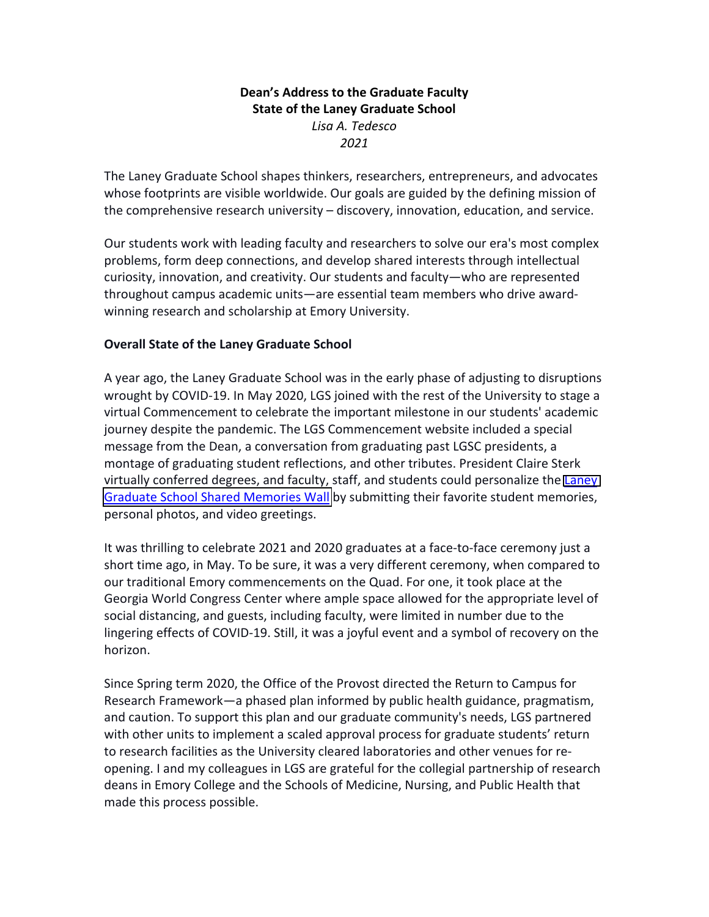**Dean's Address to the Graduate Faculty**
**State of the Laney Graduate School**
*Lisa A. Tedesco*
*2021*

The Laney Graduate School shapes thinkers, researchers, entrepreneurs, and advocates whose footprints are visible worldwide. Our goals are guided by the defining mission of the comprehensive research university – discovery, innovation, education, and service.

Our students work with leading faculty and researchers to solve our era's most complex problems, form deep connections, and develop shared interests through intellectual curiosity, innovation, and creativity. Our students and faculty—who are represented throughout campus academic units—are essential team members who drive award-winning research and scholarship at Emory University.

**Overall State of the Laney Graduate School**

A year ago, the Laney Graduate School was in the early phase of adjusting to disruptions wrought by COVID-19. In May 2020, LGS joined with the rest of the University to stage a virtual Commencement to celebrate the important milestone in our students' academic journey despite the pandemic. The LGS Commencement website included a special message from the Dean, a conversation from graduating past LGSC presidents, a montage of graduating student reflections, and other tributes. President Claire Sterk virtually conferred degrees, and faculty, staff, and students could personalize the Laney Graduate School Shared Memories Wall by submitting their favorite student memories, personal photos, and video greetings.

It was thrilling to celebrate 2021 and 2020 graduates at a face-to-face ceremony just a short time ago, in May. To be sure, it was a very different ceremony, when compared to our traditional Emory commencements on the Quad. For one, it took place at the Georgia World Congress Center where ample space allowed for the appropriate level of social distancing, and guests, including faculty, were limited in number due to the lingering effects of COVID-19. Still, it was a joyful event and a symbol of recovery on the horizon.

Since Spring term 2020, the Office of the Provost directed the Return to Campus for Research Framework—a phased plan informed by public health guidance, pragmatism, and caution. To support this plan and our graduate community's needs, LGS partnered with other units to implement a scaled approval process for graduate students' return to research facilities as the University cleared laboratories and other venues for re-opening. I and my colleagues in LGS are grateful for the collegial partnership of research deans in Emory College and the Schools of Medicine, Nursing, and Public Health that made this process possible.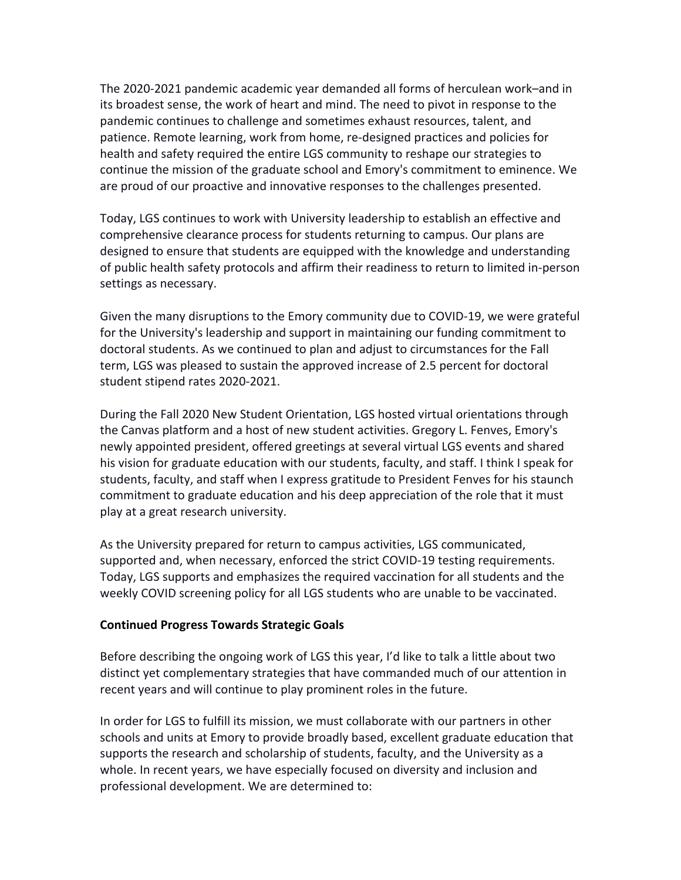The 2020-2021 pandemic academic year demanded all forms of herculean work–and in its broadest sense, the work of heart and mind. The need to pivot in response to the pandemic continues to challenge and sometimes exhaust resources, talent, and patience. Remote learning, work from home, re-designed practices and policies for health and safety required the entire LGS community to reshape our strategies to continue the mission of the graduate school and Emory's commitment to eminence. We are proud of our proactive and innovative responses to the challenges presented.

Today, LGS continues to work with University leadership to establish an effective and comprehensive clearance process for students returning to campus. Our plans are designed to ensure that students are equipped with the knowledge and understanding of public health safety protocols and affirm their readiness to return to limited in-person settings as necessary.

Given the many disruptions to the Emory community due to COVID-19, we were grateful for the University's leadership and support in maintaining our funding commitment to doctoral students. As we continued to plan and adjust to circumstances for the Fall term, LGS was pleased to sustain the approved increase of 2.5 percent for doctoral student stipend rates 2020-2021.

During the Fall 2020 New Student Orientation, LGS hosted virtual orientations through the Canvas platform and a host of new student activities. Gregory L. Fenves, Emory's newly appointed president, offered greetings at several virtual LGS events and shared his vision for graduate education with our students, faculty, and staff. I think I speak for students, faculty, and staff when I express gratitude to President Fenves for his staunch commitment to graduate education and his deep appreciation of the role that it must play at a great research university.

As the University prepared for return to campus activities, LGS communicated, supported and, when necessary, enforced the strict COVID-19 testing requirements. Today, LGS supports and emphasizes the required vaccination for all students and the weekly COVID screening policy for all LGS students who are unable to be vaccinated.

**Continued Progress Towards Strategic Goals**

Before describing the ongoing work of LGS this year, I'd like to talk a little about two distinct yet complementary strategies that have commanded much of our attention in recent years and will continue to play prominent roles in the future.

In order for LGS to fulfill its mission, we must collaborate with our partners in other schools and units at Emory to provide broadly based, excellent graduate education that supports the research and scholarship of students, faculty, and the University as a whole. In recent years, we have especially focused on diversity and inclusion and professional development. We are determined to: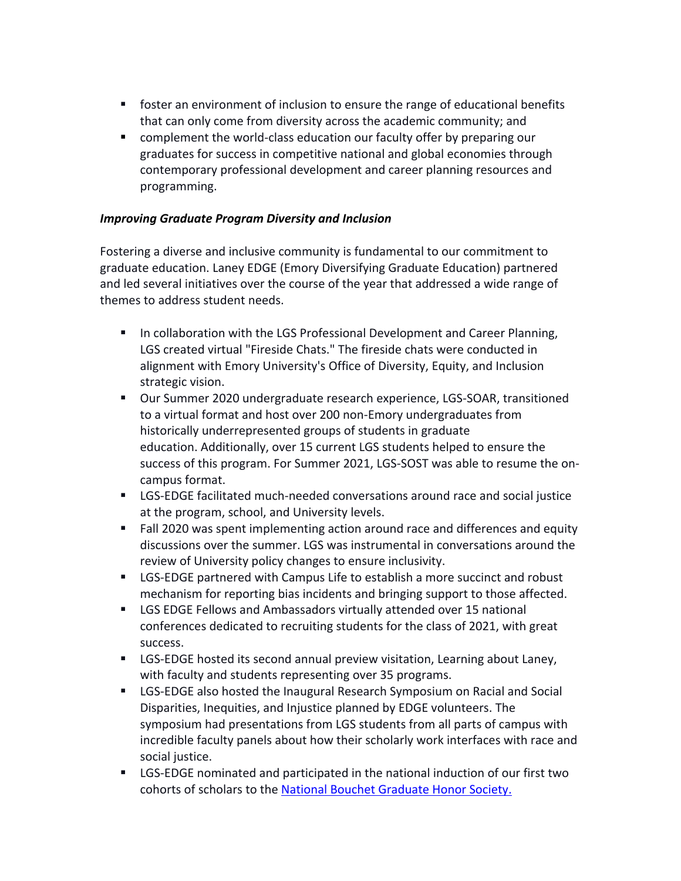- foster an environment of inclusion to ensure the range of educational benefits that can only come from diversity across the academic community; and
- complement the world-class education our faculty offer by preparing our graduates for success in competitive national and global economies through contemporary professional development and career planning resources and programming.

***Improving Graduate Program Diversity and Inclusion***

Fostering a diverse and inclusive community is fundamental to our commitment to graduate education. Laney EDGE (Emory Diversifying Graduate Education) partnered and led several initiatives over the course of the year that addressed a wide range of themes to address student needs.

- In collaboration with the LGS Professional Development and Career Planning, LGS created virtual "Fireside Chats." The fireside chats were conducted in alignment with Emory University's Office of Diversity, Equity, and Inclusion strategic vision.
- Our Summer 2020 undergraduate research experience, LGS-SOAR, transitioned to a virtual format and host over 200 non-Emory undergraduates from historically underrepresented groups of students in graduate education. Additionally, over 15 current LGS students helped to ensure the success of this program. For Summer 2021, LGS-SOST was able to resume the on-campus format.
- LGS-EDGE facilitated much-needed conversations around race and social justice at the program, school, and University levels.
- Fall 2020 was spent implementing action around race and differences and equity discussions over the summer. LGS was instrumental in conversations around the review of University policy changes to ensure inclusivity.
- LGS-EDGE partnered with Campus Life to establish a more succinct and robust mechanism for reporting bias incidents and bringing support to those affected.
- LGS EDGE Fellows and Ambassadors virtually attended over 15 national conferences dedicated to recruiting students for the class of 2021, with great success.
- LGS-EDGE hosted its second annual preview visitation, Learning about Laney, with faculty and students representing over 35 programs.
- LGS-EDGE also hosted the Inaugural Research Symposium on Racial and Social Disparities, Inequities, and Injustice planned by EDGE volunteers. The symposium had presentations from LGS students from all parts of campus with incredible faculty panels about how their scholarly work interfaces with race and social justice.
- LGS-EDGE nominated and participated in the national induction of our first two cohorts of scholars to the National Bouchet Graduate Honor Society.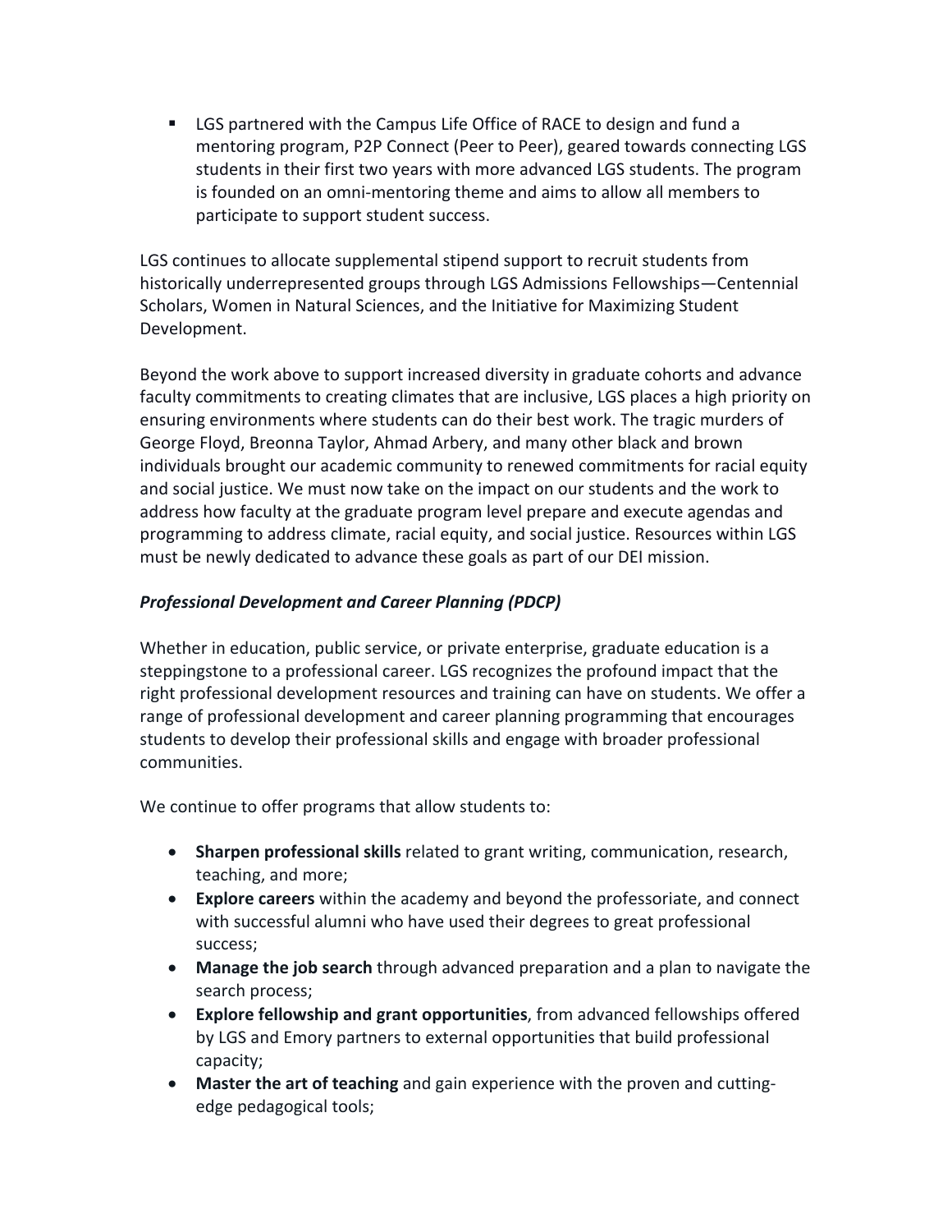- LGS partnered with the Campus Life Office of RACE to design and fund a mentoring program, P2P Connect (Peer to Peer), geared towards connecting LGS students in their first two years with more advanced LGS students. The program is founded on an omni-mentoring theme and aims to allow all members to participate to support student success.

LGS continues to allocate supplemental stipend support to recruit students from historically underrepresented groups through LGS Admissions Fellowships—Centennial Scholars, Women in Natural Sciences, and the Initiative for Maximizing Student Development.

Beyond the work above to support increased diversity in graduate cohorts and advance faculty commitments to creating climates that are inclusive, LGS places a high priority on ensuring environments where students can do their best work. The tragic murders of George Floyd, Breonna Taylor, Ahmad Arbery, and many other black and brown individuals brought our academic community to renewed commitments for racial equity and social justice. We must now take on the impact on our students and the work to address how faculty at the graduate program level prepare and execute agendas and programming to address climate, racial equity, and social justice. Resources within LGS must be newly dedicated to advance these goals as part of our DEI mission.

### *Professional Development and Career Planning (PDCP)*

Whether in education, public service, or private enterprise, graduate education is a steppingstone to a professional career. LGS recognizes the profound impact that the right professional development resources and training can have on students. We offer a range of professional development and career planning programming that encourages students to develop their professional skills and engage with broader professional communities.

We continue to offer programs that allow students to:

- **Sharpen professional skills** related to grant writing, communication, research, teaching, and more;
- **Explore careers** within the academy and beyond the professoriate, and connect with successful alumni who have used their degrees to great professional success;
- **Manage the job search** through advanced preparation and a plan to navigate the search process;
- **Explore fellowship and grant opportunities**, from advanced fellowships offered by LGS and Emory partners to external opportunities that build professional capacity;
- **Master the art of teaching** and gain experience with the proven and cutting-edge pedagogical tools;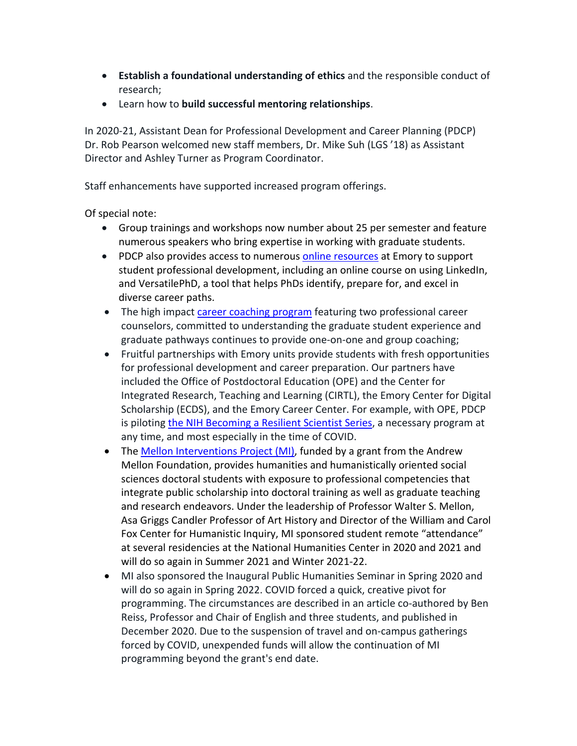- **Establish a foundational understanding of ethics** and the responsible conduct of research;
- Learn how to **build successful mentoring relationships**.

In 2020-21, Assistant Dean for Professional Development and Career Planning (PDCP) Dr. Rob Pearson welcomed new staff members, Dr. Mike Suh (LGS '18) as Assistant Director and Ashley Turner as Program Coordinator.

Staff enhancements have supported increased program offerings.

Of special note:

- Group trainings and workshops now number about 25 per semester and feature numerous speakers who bring expertise in working with graduate students.
- PDCP also provides access to numerous online resources at Emory to support student professional development, including an online course on using LinkedIn, and VersatilePhD, a tool that helps PhDs identify, prepare for, and excel in diverse career paths.
- The high impact career coaching program featuring two professional career counselors, committed to understanding the graduate student experience and graduate pathways continues to provide one-on-one and group coaching;
- Fruitful partnerships with Emory units provide students with fresh opportunities for professional development and career preparation. Our partners have included the Office of Postdoctoral Education (OPE) and the Center for Integrated Research, Teaching and Learning (CIRTL), the Emory Center for Digital Scholarship (ECDS), and the Emory Career Center. For example, with OPE, PDCP is piloting the NIH Becoming a Resilient Scientist Series, a necessary program at any time, and most especially in the time of COVID.
- The Mellon Interventions Project (MI), funded by a grant from the Andrew Mellon Foundation, provides humanities and humanistically oriented social sciences doctoral students with exposure to professional competencies that integrate public scholarship into doctoral training as well as graduate teaching and research endeavors. Under the leadership of Professor Walter S. Mellon, Asa Griggs Candler Professor of Art History and Director of the William and Carol Fox Center for Humanistic Inquiry, MI sponsored student remote "attendance" at several residencies at the National Humanities Center in 2020 and 2021 and will do so again in Summer 2021 and Winter 2021-22.
- MI also sponsored the Inaugural Public Humanities Seminar in Spring 2020 and will do so again in Spring 2022. COVID forced a quick, creative pivot for programming. The circumstances are described in an article co-authored by Ben Reiss, Professor and Chair of English and three students, and published in December 2020. Due to the suspension of travel and on-campus gatherings forced by COVID, unexpended funds will allow the continuation of MI programming beyond the grant's end date.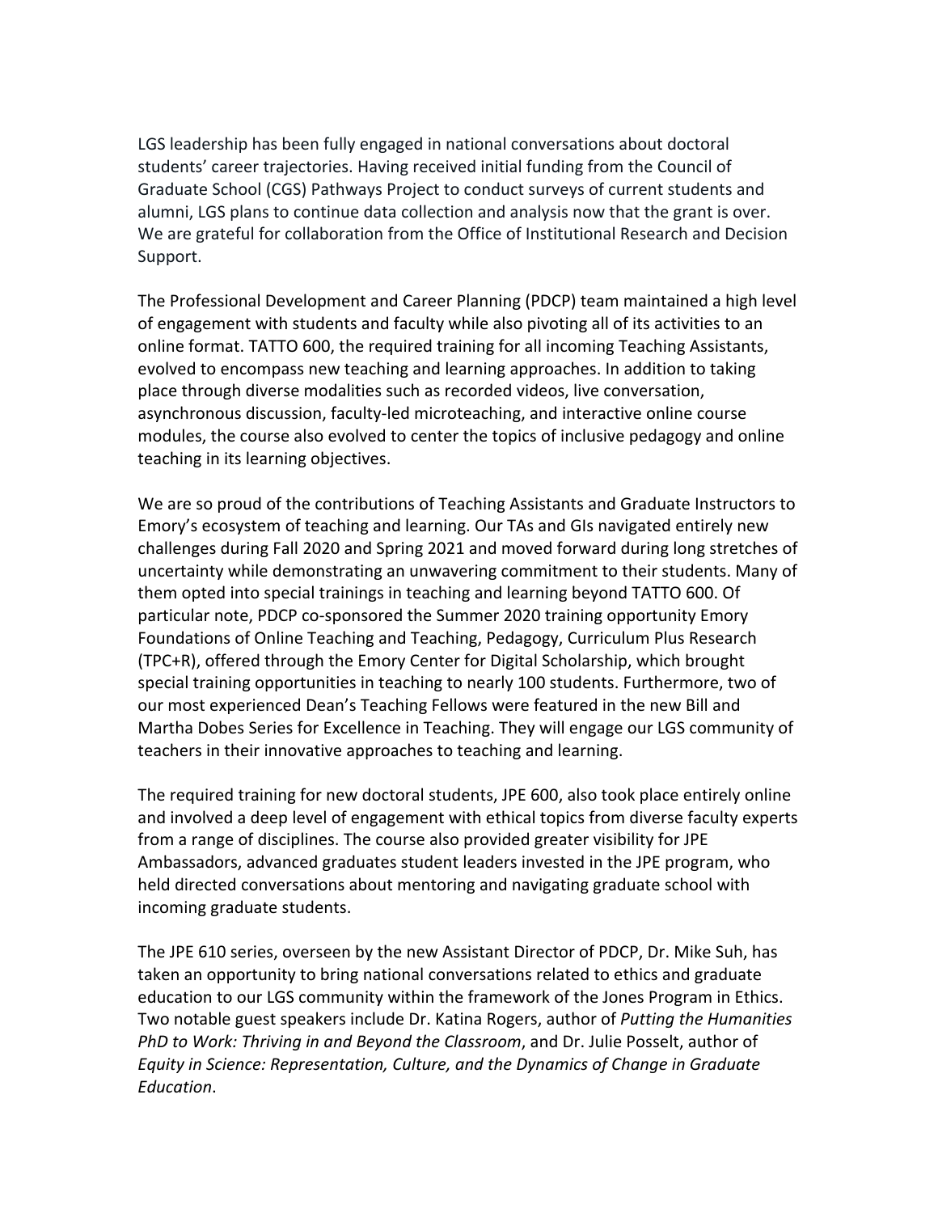LGS leadership has been fully engaged in national conversations about doctoral students' career trajectories. Having received initial funding from the Council of Graduate School (CGS) Pathways Project to conduct surveys of current students and alumni, LGS plans to continue data collection and analysis now that the grant is over. We are grateful for collaboration from the Office of Institutional Research and Decision Support.

The Professional Development and Career Planning (PDCP) team maintained a high level of engagement with students and faculty while also pivoting all of its activities to an online format. TATTO 600, the required training for all incoming Teaching Assistants, evolved to encompass new teaching and learning approaches. In addition to taking place through diverse modalities such as recorded videos, live conversation, asynchronous discussion, faculty-led microteaching, and interactive online course modules, the course also evolved to center the topics of inclusive pedagogy and online teaching in its learning objectives.

We are so proud of the contributions of Teaching Assistants and Graduate Instructors to Emory's ecosystem of teaching and learning. Our TAs and GIs navigated entirely new challenges during Fall 2020 and Spring 2021 and moved forward during long stretches of uncertainty while demonstrating an unwavering commitment to their students. Many of them opted into special trainings in teaching and learning beyond TATTO 600. Of particular note, PDCP co-sponsored the Summer 2020 training opportunity Emory Foundations of Online Teaching and Teaching, Pedagogy, Curriculum Plus Research (TPC+R), offered through the Emory Center for Digital Scholarship, which brought special training opportunities in teaching to nearly 100 students. Furthermore, two of our most experienced Dean's Teaching Fellows were featured in the new Bill and Martha Dobes Series for Excellence in Teaching. They will engage our LGS community of teachers in their innovative approaches to teaching and learning.

The required training for new doctoral students, JPE 600, also took place entirely online and involved a deep level of engagement with ethical topics from diverse faculty experts from a range of disciplines. The course also provided greater visibility for JPE Ambassadors, advanced graduates student leaders invested in the JPE program, who held directed conversations about mentoring and navigating graduate school with incoming graduate students.

The JPE 610 series, overseen by the new Assistant Director of PDCP, Dr. Mike Suh, has taken an opportunity to bring national conversations related to ethics and graduate education to our LGS community within the framework of the Jones Program in Ethics. Two notable guest speakers include Dr. Katina Rogers, author of *Putting the Humanities PhD to Work: Thriving in and Beyond the Classroom*, and Dr. Julie Posselt, author of *Equity in Science: Representation, Culture, and the Dynamics of Change in Graduate Education*.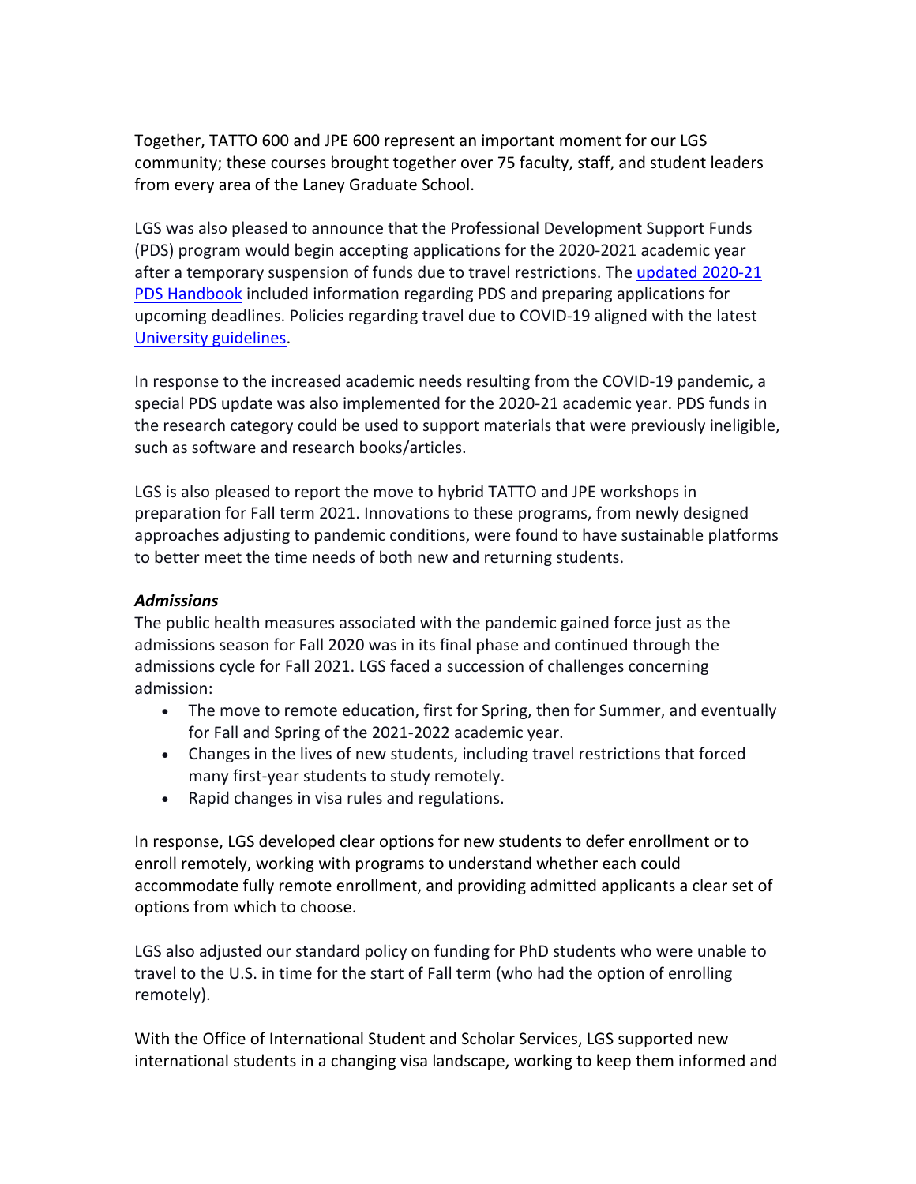Together, TATTO 600 and JPE 600 represent an important moment for our LGS community; these courses brought together over 75 faculty, staff, and student leaders from every area of the Laney Graduate School.

LGS was also pleased to announce that the Professional Development Support Funds (PDS) program would begin accepting applications for the 2020-2021 academic year after a temporary suspension of funds due to travel restrictions. The [updated 2020-21 PDS Handbook]() included information regarding PDS and preparing applications for upcoming deadlines. Policies regarding travel due to COVID-19 aligned with the latest [University guidelines]().

In response to the increased academic needs resulting from the COVID-19 pandemic, a special PDS update was also implemented for the 2020-21 academic year. PDS funds in the research category could be used to support materials that were previously ineligible, such as software and research books/articles.

LGS is also pleased to report the move to hybrid TATTO and JPE workshops in preparation for Fall term 2021. Innovations to these programs, from newly designed approaches adjusting to pandemic conditions, were found to have sustainable platforms to better meet the time needs of both new and returning students.

***Admissions***

The public health measures associated with the pandemic gained force just as the admissions season for Fall 2020 was in its final phase and continued through the admissions cycle for Fall 2021. LGS faced a succession of challenges concerning admission:

- The move to remote education, first for Spring, then for Summer, and eventually for Fall and Spring of the 2021-2022 academic year.
- Changes in the lives of new students, including travel restrictions that forced many first-year students to study remotely.
- Rapid changes in visa rules and regulations.

In response, LGS developed clear options for new students to defer enrollment or to enroll remotely, working with programs to understand whether each could accommodate fully remote enrollment, and providing admitted applicants a clear set of options from which to choose.

LGS also adjusted our standard policy on funding for PhD students who were unable to travel to the U.S. in time for the start of Fall term (who had the option of enrolling remotely).

With the Office of International Student and Scholar Services, LGS supported new international students in a changing visa landscape, working to keep them informed and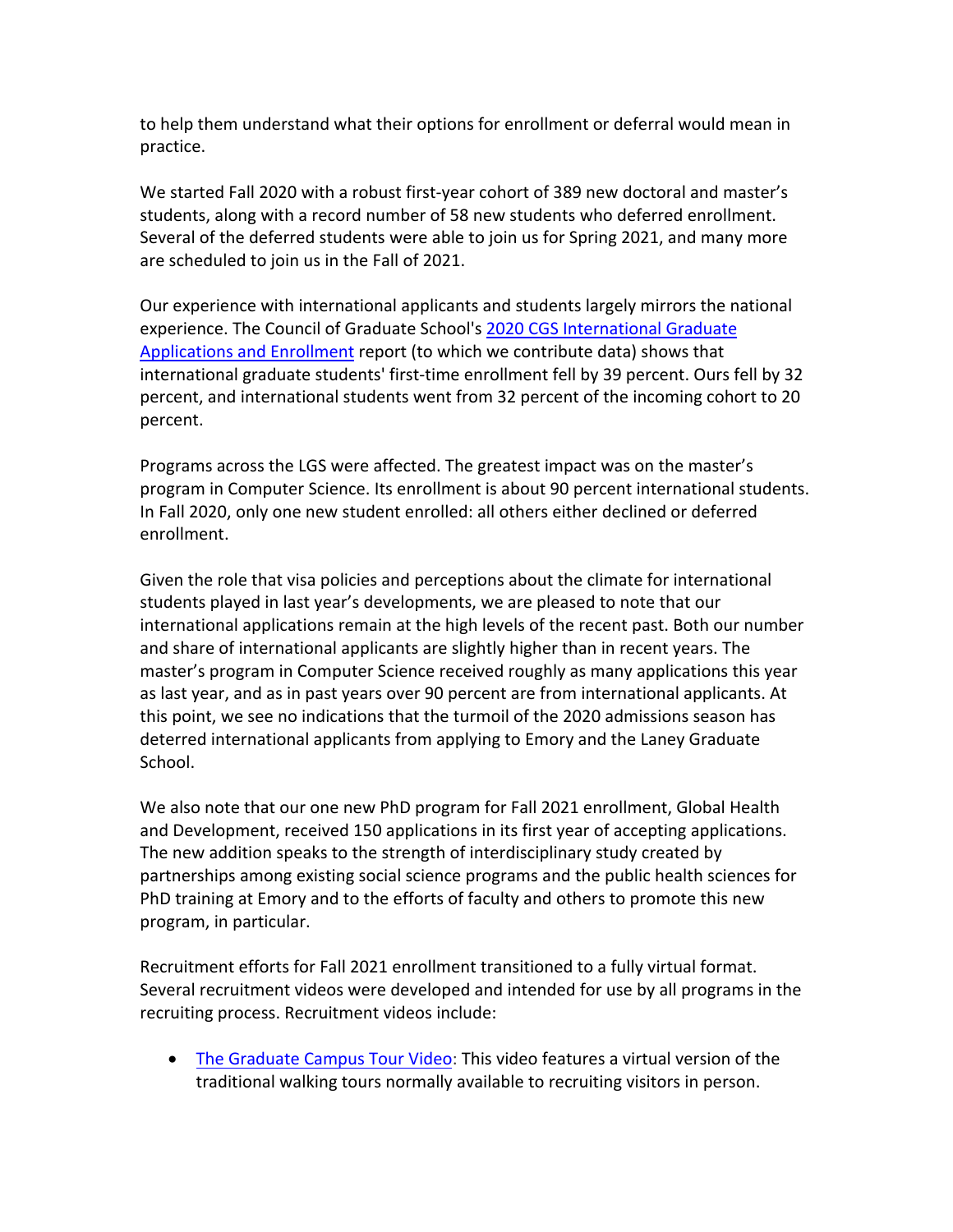to help them understand what their options for enrollment or deferral would mean in practice.

We started Fall 2020 with a robust first-year cohort of 389 new doctoral and master's students, along with a record number of 58 new students who deferred enrollment. Several of the deferred students were able to join us for Spring 2021, and many more are scheduled to join us in the Fall of 2021.

Our experience with international applicants and students largely mirrors the national experience. The Council of Graduate School's 2020 CGS International Graduate Applications and Enrollment report (to which we contribute data) shows that international graduate students' first-time enrollment fell by 39 percent. Ours fell by 32 percent, and international students went from 32 percent of the incoming cohort to 20 percent.

Programs across the LGS were affected. The greatest impact was on the master's program in Computer Science. Its enrollment is about 90 percent international students. In Fall 2020, only one new student enrolled: all others either declined or deferred enrollment.

Given the role that visa policies and perceptions about the climate for international students played in last year's developments, we are pleased to note that our international applications remain at the high levels of the recent past. Both our number and share of international applicants are slightly higher than in recent years. The master's program in Computer Science received roughly as many applications this year as last year, and as in past years over 90 percent are from international applicants. At this point, we see no indications that the turmoil of the 2020 admissions season has deterred international applicants from applying to Emory and the Laney Graduate School.

We also note that our one new PhD program for Fall 2021 enrollment, Global Health and Development, received 150 applications in its first year of accepting applications. The new addition speaks to the strength of interdisciplinary study created by partnerships among existing social science programs and the public health sciences for PhD training at Emory and to the efforts of faculty and others to promote this new program, in particular.

Recruitment efforts for Fall 2021 enrollment transitioned to a fully virtual format. Several recruitment videos were developed and intended for use by all programs in the recruiting process. Recruitment videos include:

- The Graduate Campus Tour Video: This video features a virtual version of the traditional walking tours normally available to recruiting visitors in person.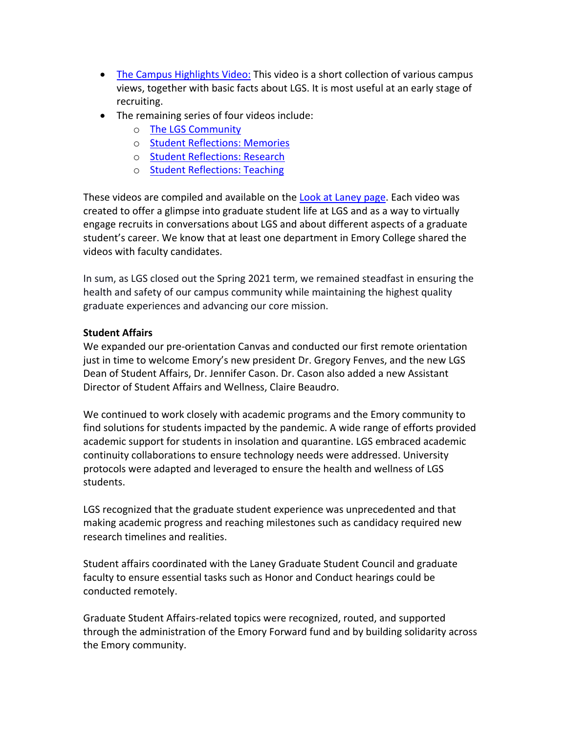- The Campus Highlights Video: This video is a short collection of various campus views, together with basic facts about LGS. It is most useful at an early stage of recruiting.
- The remaining series of four videos include:
  - The LGS Community
  - Student Reflections: Memories
  - Student Reflections: Research
  - Student Reflections: Teaching

These videos are compiled and available on the Look at Laney page. Each video was created to offer a glimpse into graduate student life at LGS and as a way to virtually engage recruits in conversations about LGS and about different aspects of a graduate student's career. We know that at least one department in Emory College shared the videos with faculty candidates.

In sum, as LGS closed out the Spring 2021 term, we remained steadfast in ensuring the health and safety of our campus community while maintaining the highest quality graduate experiences and advancing our core mission.

**Student Affairs**

We expanded our pre-orientation Canvas and conducted our first remote orientation just in time to welcome Emory's new president Dr. Gregory Fenves, and the new LGS Dean of Student Affairs, Dr. Jennifer Cason. Dr. Cason also added a new Assistant Director of Student Affairs and Wellness, Claire Beaudro.

We continued to work closely with academic programs and the Emory community to find solutions for students impacted by the pandemic. A wide range of efforts provided academic support for students in insolation and quarantine. LGS embraced academic continuity collaborations to ensure technology needs were addressed. University protocols were adapted and leveraged to ensure the health and wellness of LGS students.

LGS recognized that the graduate student experience was unprecedented and that making academic progress and reaching milestones such as candidacy required new research timelines and realities.

Student affairs coordinated with the Laney Graduate Student Council and graduate faculty to ensure essential tasks such as Honor and Conduct hearings could be conducted remotely.

Graduate Student Affairs-related topics were recognized, routed, and supported through the administration of the Emory Forward fund and by building solidarity across the Emory community.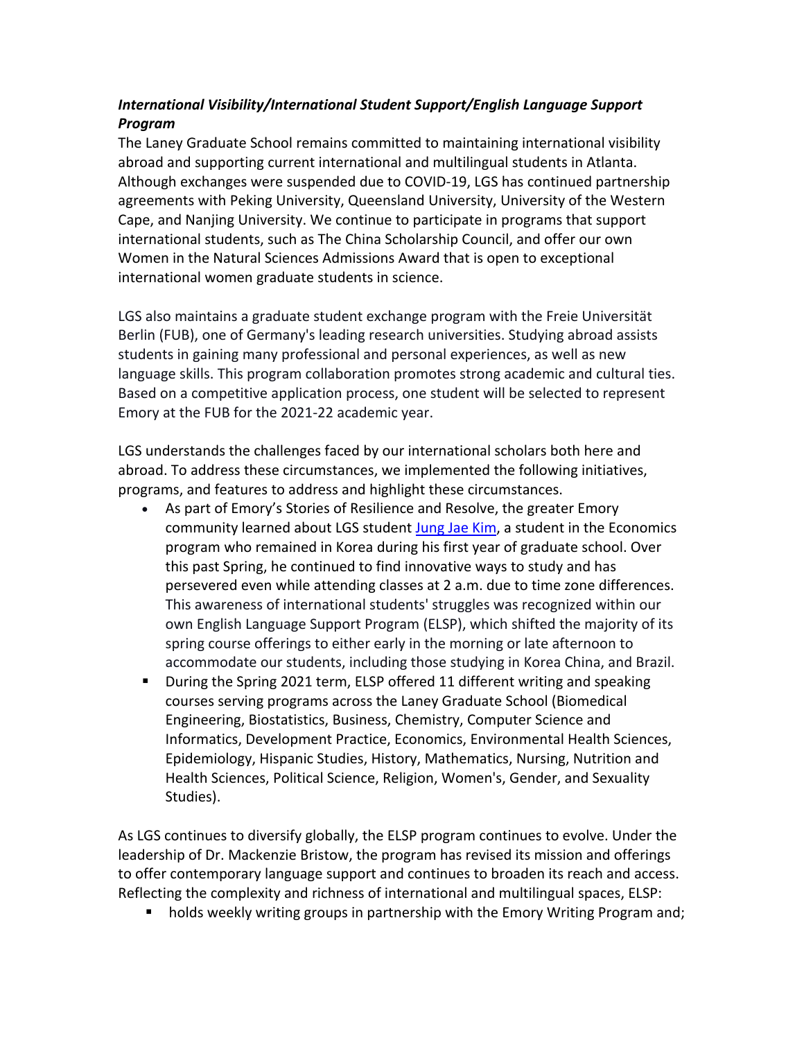***International Visibility/International Student Support/English Language Support Program***

The Laney Graduate School remains committed to maintaining international visibility abroad and supporting current international and multilingual students in Atlanta. Although exchanges were suspended due to COVID-19, LGS has continued partnership agreements with Peking University, Queensland University, University of the Western Cape, and Nanjing University. We continue to participate in programs that support international students, such as The China Scholarship Council, and offer our own Women in the Natural Sciences Admissions Award that is open to exceptional international women graduate students in science.

LGS also maintains a graduate student exchange program with the Freie Universität Berlin (FUB), one of Germany's leading research universities. Studying abroad assists students in gaining many professional and personal experiences, as well as new language skills. This program collaboration promotes strong academic and cultural ties. Based on a competitive application process, one student will be selected to represent Emory at the FUB for the 2021-22 academic year.

LGS understands the challenges faced by our international scholars both here and abroad. To address these circumstances, we implemented the following initiatives, programs, and features to address and highlight these circumstances.

- As part of Emory's Stories of Resilience and Resolve, the greater Emory community learned about LGS student Jung Jae Kim, a student in the Economics program who remained in Korea during his first year of graduate school. Over this past Spring, he continued to find innovative ways to study and has persevered even while attending classes at 2 a.m. due to time zone differences. This awareness of international students' struggles was recognized within our own English Language Support Program (ELSP), which shifted the majority of its spring course offerings to either early in the morning or late afternoon to accommodate our students, including those studying in Korea China, and Brazil.
- During the Spring 2021 term, ELSP offered 11 different writing and speaking courses serving programs across the Laney Graduate School (Biomedical Engineering, Biostatistics, Business, Chemistry, Computer Science and Informatics, Development Practice, Economics, Environmental Health Sciences, Epidemiology, Hispanic Studies, History, Mathematics, Nursing, Nutrition and Health Sciences, Political Science, Religion, Women's, Gender, and Sexuality Studies).

As LGS continues to diversify globally, the ELSP program continues to evolve. Under the leadership of Dr. Mackenzie Bristow, the program has revised its mission and offerings to offer contemporary language support and continues to broaden its reach and access. Reflecting the complexity and richness of international and multilingual spaces, ELSP:

- holds weekly writing groups in partnership with the Emory Writing Program and;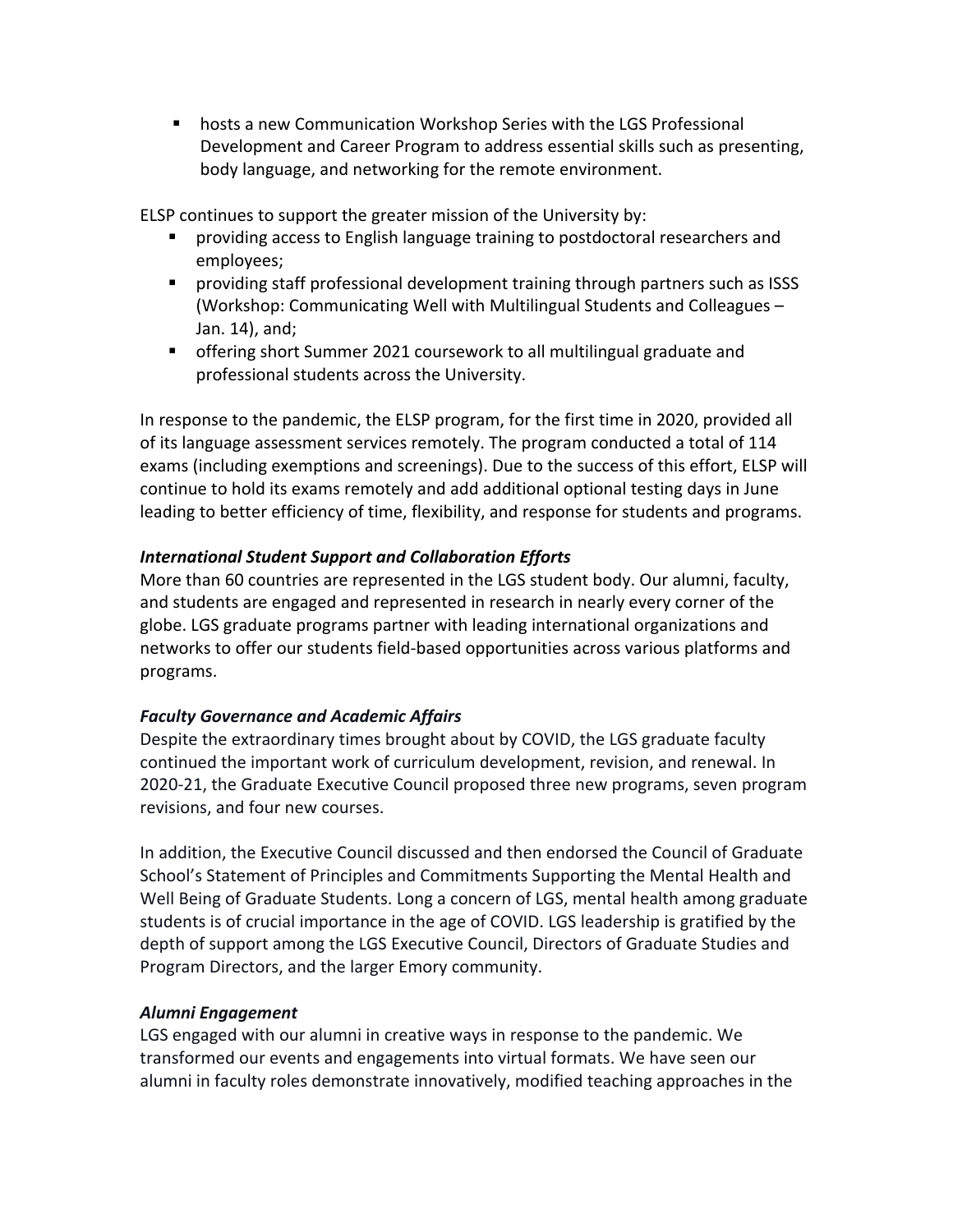- hosts a new Communication Workshop Series with the LGS Professional Development and Career Program to address essential skills such as presenting, body language, and networking for the remote environment.

ELSP continues to support the greater mission of the University by:

- providing access to English language training to postdoctoral researchers and employees;
- providing staff professional development training through partners such as ISSS (Workshop: Communicating Well with Multilingual Students and Colleagues – Jan. 14), and;
- offering short Summer 2021 coursework to all multilingual graduate and professional students across the University.

In response to the pandemic, the ELSP program, for the first time in 2020, provided all of its language assessment services remotely. The program conducted a total of 114 exams (including exemptions and screenings). Due to the success of this effort, ELSP will continue to hold its exams remotely and add additional optional testing days in June leading to better efficiency of time, flexibility, and response for students and programs.

***International Student Support and Collaboration Efforts***

More than 60 countries are represented in the LGS student body. Our alumni, faculty, and students are engaged and represented in research in nearly every corner of the globe. LGS graduate programs partner with leading international organizations and networks to offer our students field-based opportunities across various platforms and programs.

***Faculty Governance and Academic Affairs***

Despite the extraordinary times brought about by COVID, the LGS graduate faculty continued the important work of curriculum development, revision, and renewal. In 2020-21, the Graduate Executive Council proposed three new programs, seven program revisions, and four new courses.

In addition, the Executive Council discussed and then endorsed the Council of Graduate School's Statement of Principles and Commitments Supporting the Mental Health and Well Being of Graduate Students. Long a concern of LGS, mental health among graduate students is of crucial importance in the age of COVID. LGS leadership is gratified by the depth of support among the LGS Executive Council, Directors of Graduate Studies and Program Directors, and the larger Emory community.

***Alumni Engagement***

LGS engaged with our alumni in creative ways in response to the pandemic. We transformed our events and engagements into virtual formats. We have seen our alumni in faculty roles demonstrate innovatively, modified teaching approaches in the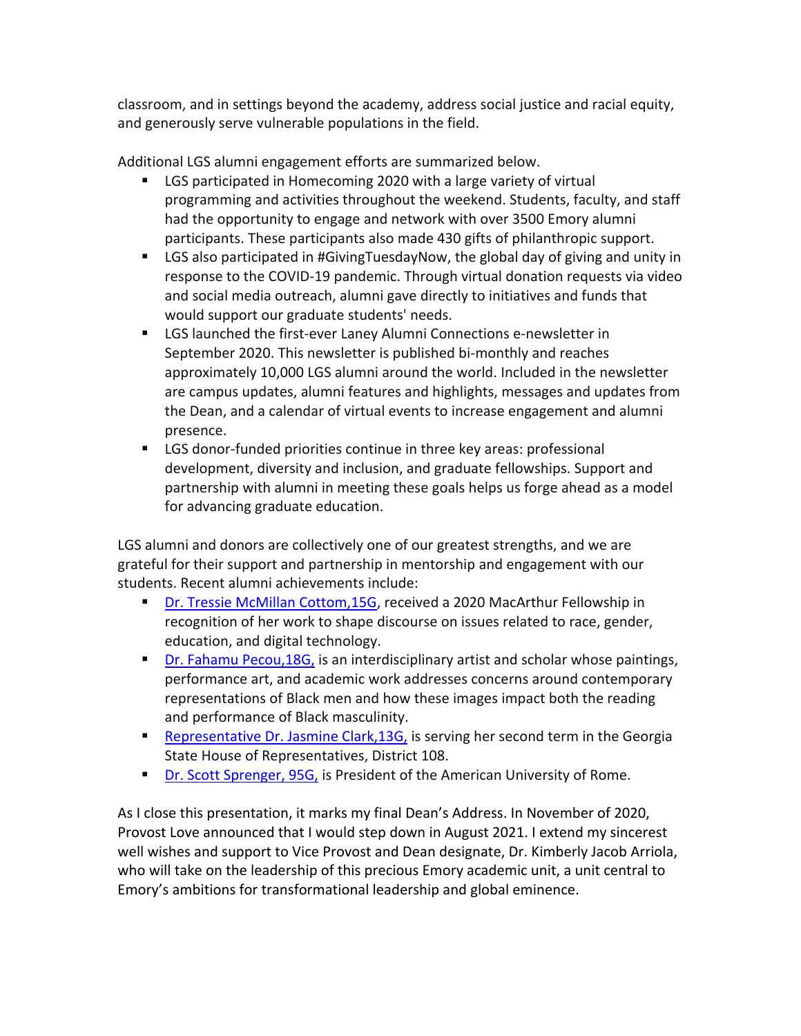classroom, and in settings beyond the academy, address social justice and racial equity, and generously serve vulnerable populations in the field.

Additional LGS alumni engagement efforts are summarized below.

- LGS participated in Homecoming 2020 with a large variety of virtual programming and activities throughout the weekend. Students, faculty, and staff had the opportunity to engage and network with over 3500 Emory alumni participants. These participants also made 430 gifts of philanthropic support.
- LGS also participated in #GivingTuesdayNow, the global day of giving and unity in response to the COVID-19 pandemic. Through virtual donation requests via video and social media outreach, alumni gave directly to initiatives and funds that would support our graduate students' needs.
- LGS launched the first-ever Laney Alumni Connections e-newsletter in September 2020. This newsletter is published bi-monthly and reaches approximately 10,000 LGS alumni around the world. Included in the newsletter are campus updates, alumni features and highlights, messages and updates from the Dean, and a calendar of virtual events to increase engagement and alumni presence.
- LGS donor-funded priorities continue in three key areas: professional development, diversity and inclusion, and graduate fellowships. Support and partnership with alumni in meeting these goals helps us forge ahead as a model for advancing graduate education.

LGS alumni and donors are collectively one of our greatest strengths, and we are grateful for their support and partnership in mentorship and engagement with our students. Recent alumni achievements include:

- Dr. Tressie McMillan Cottom,15G, received a 2020 MacArthur Fellowship in recognition of her work to shape discourse on issues related to race, gender, education, and digital technology.
- Dr. Fahamu Pecou,18G, is an interdisciplinary artist and scholar whose paintings, performance art, and academic work addresses concerns around contemporary representations of Black men and how these images impact both the reading and performance of Black masculinity.
- Representative Dr. Jasmine Clark,13G, is serving her second term in the Georgia State House of Representatives, District 108.
- Dr. Scott Sprenger, 95G, is President of the American University of Rome.

As I close this presentation, it marks my final Dean's Address. In November of 2020, Provost Love announced that I would step down in August 2021. I extend my sincerest well wishes and support to Vice Provost and Dean designate, Dr. Kimberly Jacob Arriola, who will take on the leadership of this precious Emory academic unit, a unit central to Emory's ambitions for transformational leadership and global eminence.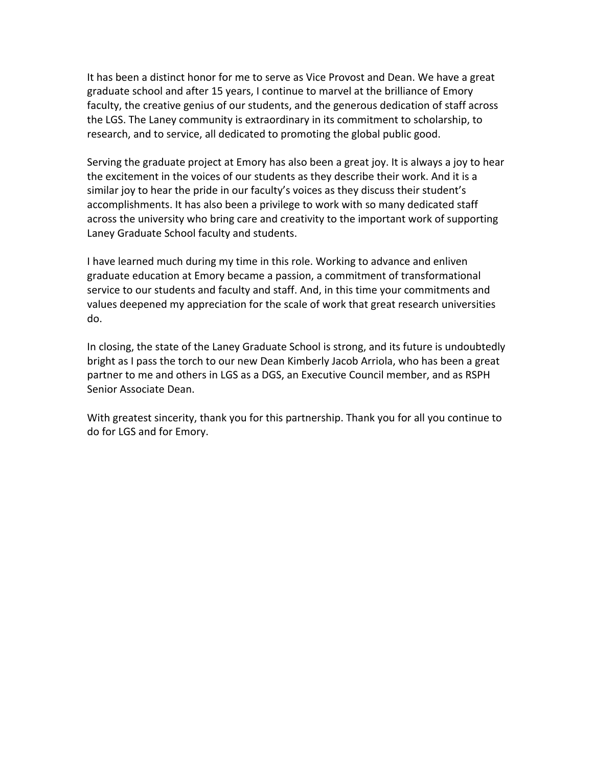It has been a distinct honor for me to serve as Vice Provost and Dean. We have a great graduate school and after 15 years, I continue to marvel at the brilliance of Emory faculty, the creative genius of our students, and the generous dedication of staff across the LGS. The Laney community is extraordinary in its commitment to scholarship, to research, and to service, all dedicated to promoting the global public good.

Serving the graduate project at Emory has also been a great joy. It is always a joy to hear the excitement in the voices of our students as they describe their work. And it is a similar joy to hear the pride in our faculty's voices as they discuss their student's accomplishments. It has also been a privilege to work with so many dedicated staff across the university who bring care and creativity to the important work of supporting Laney Graduate School faculty and students.

I have learned much during my time in this role. Working to advance and enliven graduate education at Emory became a passion, a commitment of transformational service to our students and faculty and staff. And, in this time your commitments and values deepened my appreciation for the scale of work that great research universities do.

In closing, the state of the Laney Graduate School is strong, and its future is undoubtedly bright as I pass the torch to our new Dean Kimberly Jacob Arriola, who has been a great partner to me and others in LGS as a DGS, an Executive Council member, and as RSPH Senior Associate Dean.

With greatest sincerity, thank you for this partnership. Thank you for all you continue to do for LGS and for Emory.